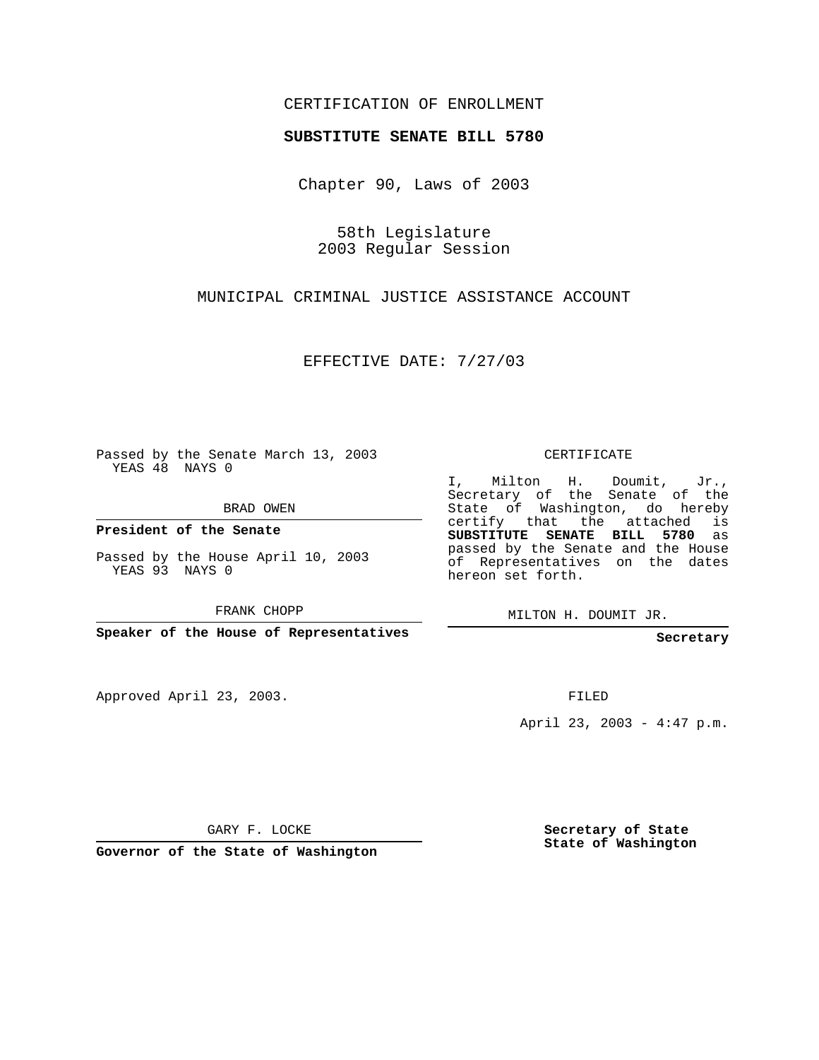CERTIFICATION OF ENROLLMENT

**SUBSTITUTE SENATE BILL 5780**

Chapter 90, Laws of 2003

58th Legislature
2003 Regular Session

MUNICIPAL CRIMINAL JUSTICE ASSISTANCE ACCOUNT

EFFECTIVE DATE: 7/27/03

Passed by the Senate March 13, 2003
YEAS 48 NAYS 0

BRAD OWEN

**President of the Senate**

Passed by the House April 10, 2003
YEAS 93 NAYS 0

FRANK CHOPP

**Speaker of the House of Representatives**

CERTIFICATE

I, Milton H. Doumit, Jr., Secretary of the Senate of the State of Washington, do hereby certify that the attached is **SUBSTITUTE SENATE BILL 5780** as passed by the Senate and the House of Representatives on the dates hereon set forth.

MILTON H. DOUMIT JR.

**Secretary**

Approved April 23, 2003.

FILED

April 23, 2003 - 4:47 p.m.

GARY F. LOCKE

**Governor of the State of Washington**

**Secretary of State**
**State of Washington**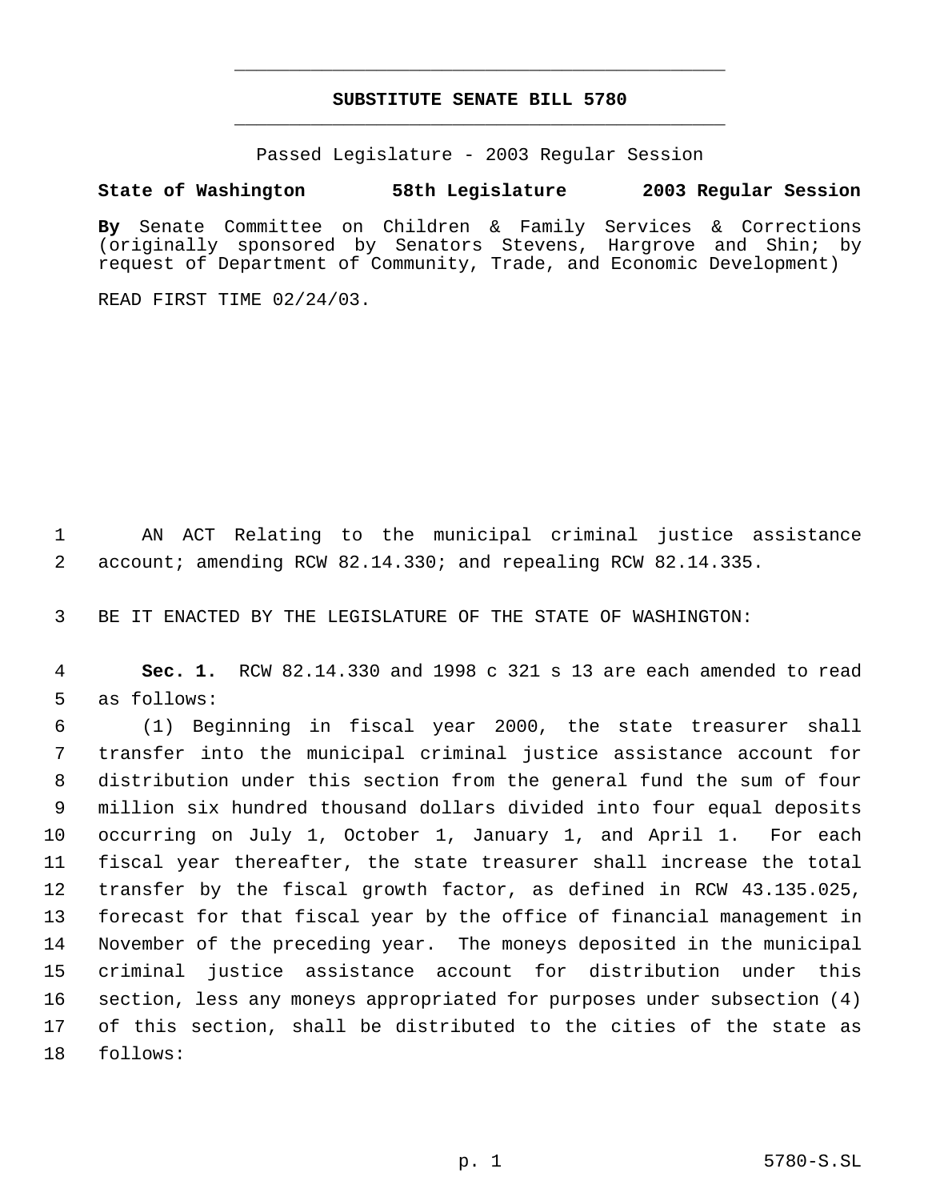# SUBSTITUTE SENATE BILL 5780

Passed Legislature - 2003 Regular Session

**State of Washington 58th Legislature 2003 Regular Session**

**By** Senate Committee on Children & Family Services & Corrections (originally sponsored by Senators Stevens, Hargrove and Shin; by request of Department of Community, Trade, and Economic Development)

READ FIRST TIME 02/24/03.

AN ACT Relating to the municipal criminal justice assistance account; amending RCW 82.14.330; and repealing RCW 82.14.335.

BE IT ENACTED BY THE LEGISLATURE OF THE STATE OF WASHINGTON:

**Sec. 1.** RCW 82.14.330 and 1998 c 321 s 13 are each amended to read as follows:

(1) Beginning in fiscal year 2000, the state treasurer shall transfer into the municipal criminal justice assistance account for distribution under this section from the general fund the sum of four million six hundred thousand dollars divided into four equal deposits occurring on July 1, October 1, January 1, and April 1. For each fiscal year thereafter, the state treasurer shall increase the total transfer by the fiscal growth factor, as defined in RCW 43.135.025, forecast for that fiscal year by the office of financial management in November of the preceding year. The moneys deposited in the municipal criminal justice assistance account for distribution under this section, less any moneys appropriated for purposes under subsection (4) of this section, shall be distributed to the cities of the state as follows: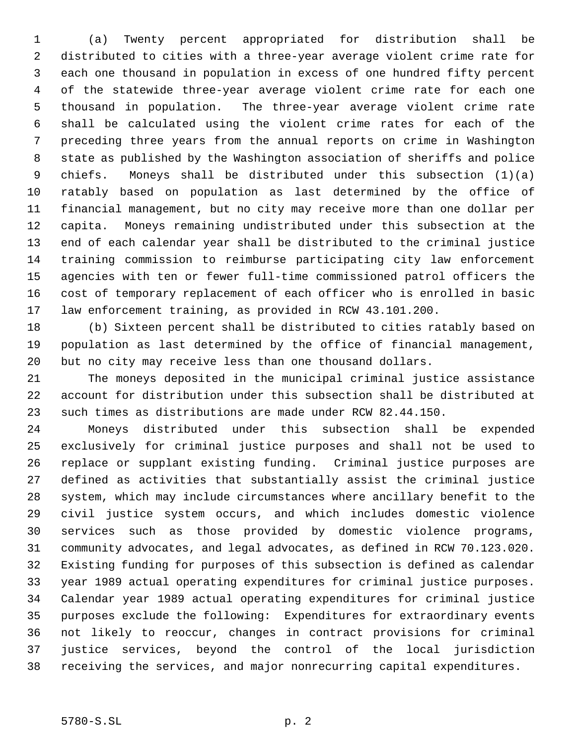(a) Twenty percent appropriated for distribution shall be distributed to cities with a three-year average violent crime rate for each one thousand in population in excess of one hundred fifty percent of the statewide three-year average violent crime rate for each one thousand in population. The three-year average violent crime rate shall be calculated using the violent crime rates for each of the preceding three years from the annual reports on crime in Washington state as published by the Washington association of sheriffs and police chiefs. Moneys shall be distributed under this subsection (1)(a) ratably based on population as last determined by the office of financial management, but no city may receive more than one dollar per capita. Moneys remaining undistributed under this subsection at the end of each calendar year shall be distributed to the criminal justice training commission to reimburse participating city law enforcement agencies with ten or fewer full-time commissioned patrol officers the cost of temporary replacement of each officer who is enrolled in basic law enforcement training, as provided in RCW 43.101.200.

(b) Sixteen percent shall be distributed to cities ratably based on population as last determined by the office of financial management, but no city may receive less than one thousand dollars.

The moneys deposited in the municipal criminal justice assistance account for distribution under this subsection shall be distributed at such times as distributions are made under RCW 82.44.150.

Moneys distributed under this subsection shall be expended exclusively for criminal justice purposes and shall not be used to replace or supplant existing funding. Criminal justice purposes are defined as activities that substantially assist the criminal justice system, which may include circumstances where ancillary benefit to the civil justice system occurs, and which includes domestic violence services such as those provided by domestic violence programs, community advocates, and legal advocates, as defined in RCW 70.123.020. Existing funding for purposes of this subsection is defined as calendar year 1989 actual operating expenditures for criminal justice purposes. Calendar year 1989 actual operating expenditures for criminal justice purposes exclude the following: Expenditures for extraordinary events not likely to reoccur, changes in contract provisions for criminal justice services, beyond the control of the local jurisdiction receiving the services, and major nonrecurring capital expenditures.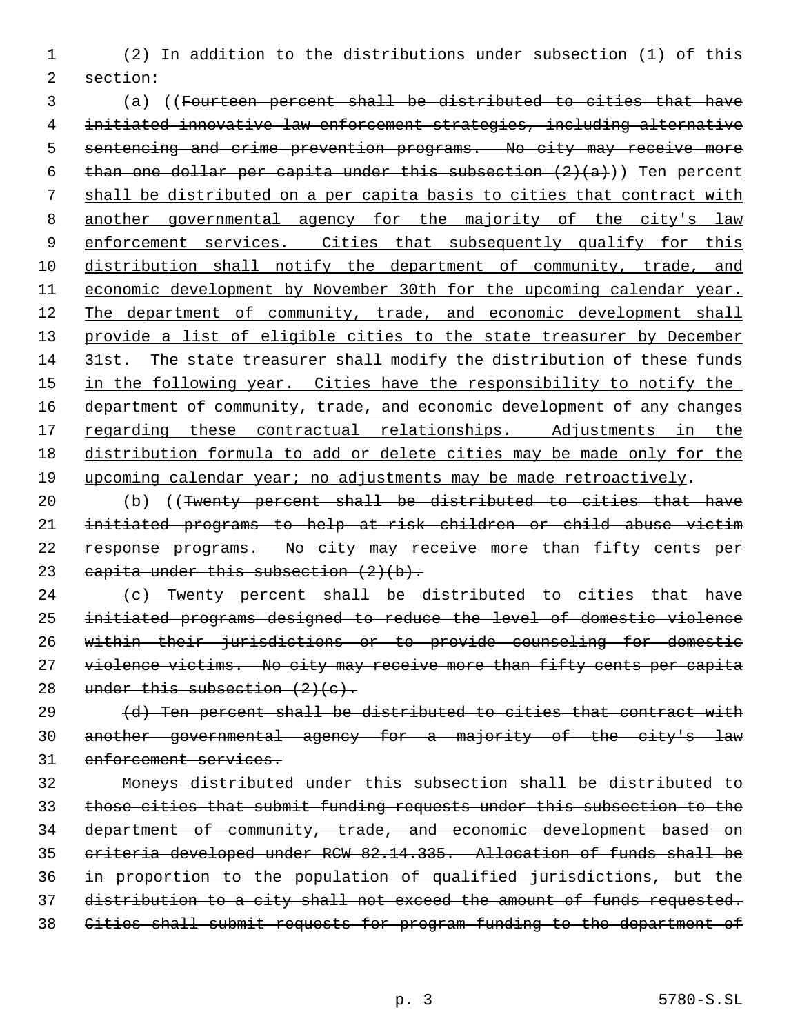(2) In addition to the distributions under subsection (1) of this section:

(a) ((~~Fourteen percent shall be distributed to cities that have initiated innovative law enforcement strategies, including alternative sentencing and crime prevention programs. No city may receive more than one dollar per capita under this subsection (2)(a)~~)) <u>Ten percent shall be distributed on a per capita basis to cities that contract with another governmental agency for the majority of the city's law enforcement services. Cities that subsequently qualify for this distribution shall notify the department of community, trade, and economic development by November 30th for the upcoming calendar year. The department of community, trade, and economic development shall provide a list of eligible cities to the state treasurer by December 31st. The state treasurer shall modify the distribution of these funds in the following year. Cities have the responsibility to notify the department of community, trade, and economic development of any changes regarding these contractual relationships. Adjustments in the distribution formula to add or delete cities may be made only for the upcoming calendar year; no adjustments may be made retroactively</u>.

(b) ((~~Twenty percent shall be distributed to cities that have initiated programs to help at-risk children or child abuse victim response programs. No city may receive more than fifty cents per capita under this subsection (2)(b).~~

~~(c) Twenty percent shall be distributed to cities that have initiated programs designed to reduce the level of domestic violence within their jurisdictions or to provide counseling for domestic violence victims. No city may receive more than fifty cents per capita under this subsection (2)(c).~~

~~(d) Ten percent shall be distributed to cities that contract with another governmental agency for a majority of the city's law enforcement services.~~

~~Moneys distributed under this subsection shall be distributed to those cities that submit funding requests under this subsection to the department of community, trade, and economic development based on criteria developed under RCW 82.14.335. Allocation of funds shall be in proportion to the population of qualified jurisdictions, but the distribution to a city shall not exceed the amount of funds requested. Cities shall submit requests for program funding to the department of~~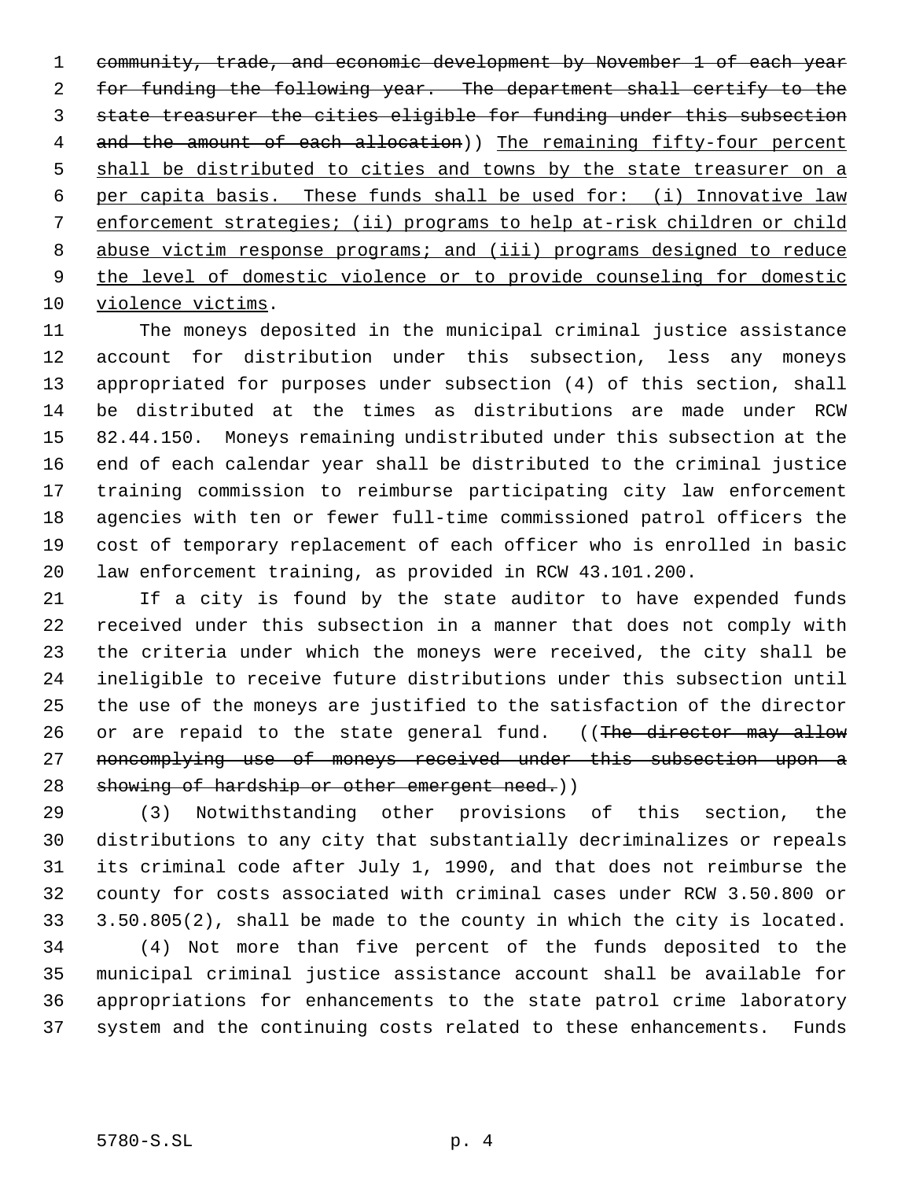~~community, trade, and economic development by November 1 of each year for funding the following year. The department shall certify to the state treasurer the cities eligible for funding under this subsection and the amount of each allocation~~)) The remaining fifty-four percent shall be distributed to cities and towns by the state treasurer on a per capita basis. These funds shall be used for: (i) Innovative law enforcement strategies; (ii) programs to help at-risk children or child abuse victim response programs; and (iii) programs designed to reduce the level of domestic violence or to provide counseling for domestic violence victims.

The moneys deposited in the municipal criminal justice assistance account for distribution under this subsection, less any moneys appropriated for purposes under subsection (4) of this section, shall be distributed at the times as distributions are made under RCW 82.44.150. Moneys remaining undistributed under this subsection at the end of each calendar year shall be distributed to the criminal justice training commission to reimburse participating city law enforcement agencies with ten or fewer full-time commissioned patrol officers the cost of temporary replacement of each officer who is enrolled in basic law enforcement training, as provided in RCW 43.101.200.

If a city is found by the state auditor to have expended funds received under this subsection in a manner that does not comply with the criteria under which the moneys were received, the city shall be ineligible to receive future distributions under this subsection until the use of the moneys are justified to the satisfaction of the director or are repaid to the state general fund. ((~~The director may allow noncomplying use of moneys received under this subsection upon a showing of hardship or other emergent need.~~))

(3) Notwithstanding other provisions of this section, the distributions to any city that substantially decriminalizes or repeals its criminal code after July 1, 1990, and that does not reimburse the county for costs associated with criminal cases under RCW 3.50.800 or 3.50.805(2), shall be made to the county in which the city is located.

(4) Not more than five percent of the funds deposited to the municipal criminal justice assistance account shall be available for appropriations for enhancements to the state patrol crime laboratory system and the continuing costs related to these enhancements. Funds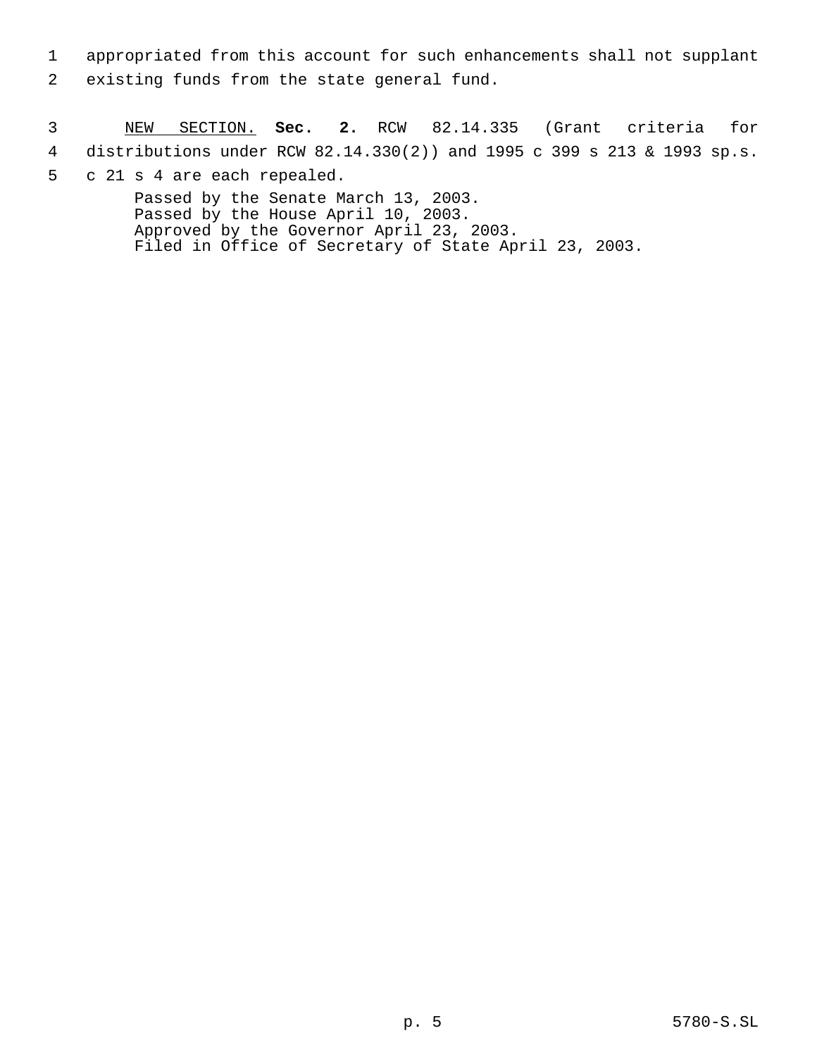appropriated from this account for such enhancements shall not supplant existing funds from the state general fund.

NEW SECTION. **Sec. 2.** RCW 82.14.335 (Grant criteria for distributions under RCW 82.14.330(2)) and 1995 c 399 s 213 & 1993 sp.s. c 21 s 4 are each repealed.

Passed by the Senate March 13, 2003.
Passed by the House April 10, 2003.
Approved by the Governor April 23, 2003.
Filed in Office of Secretary of State April 23, 2003.